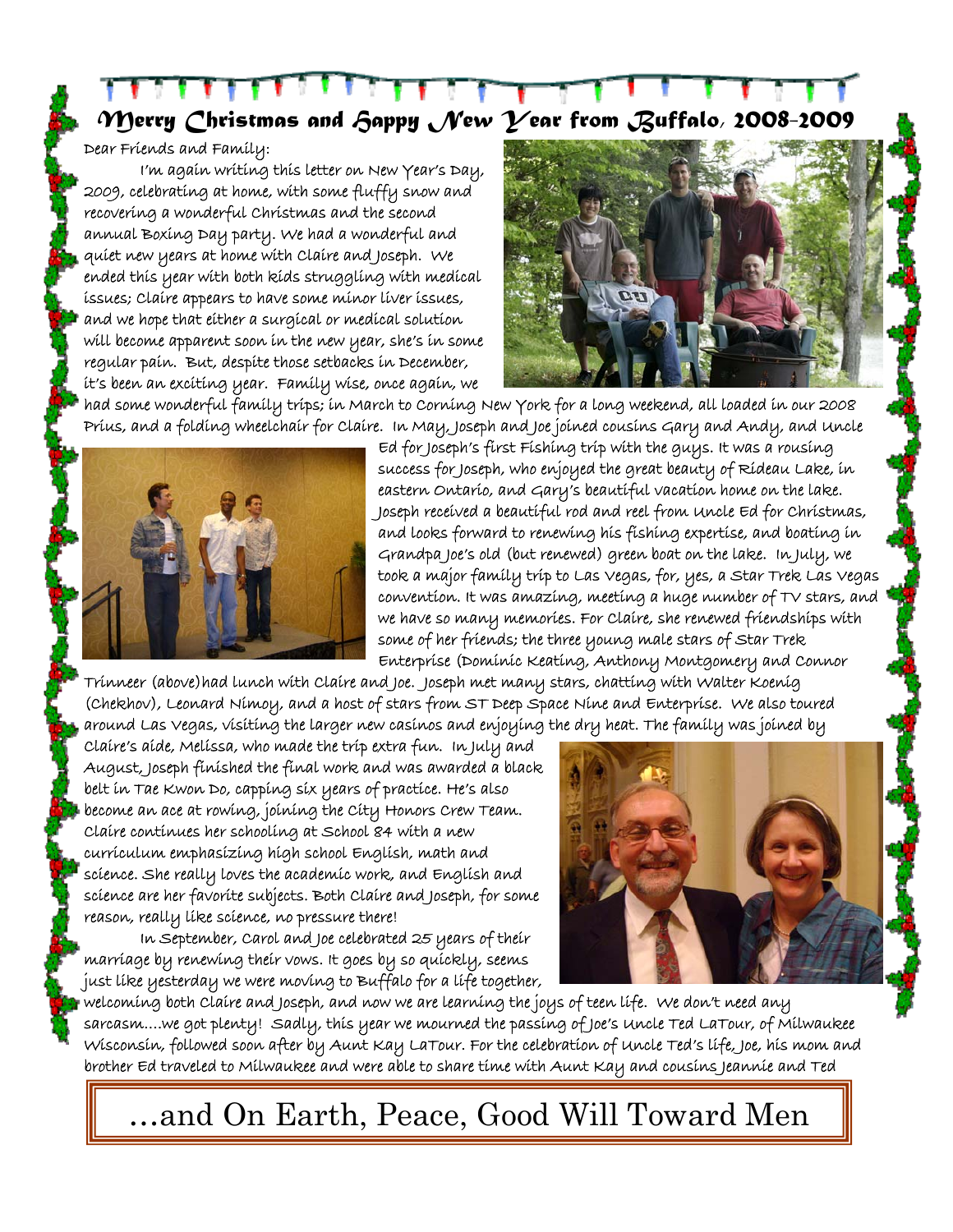# Merry Christmas and Happy New Year from Buffalo, 2008-2009

Dear Friends and Family:

I'm again writing this letter on New Year's Day, 2009, celebrating at home, with some fluffy snow and recovering a wonderful Christmas and the second annual Boxing Day party. We had a wonderful and quiet new years at home with Claire and Joseph. We ended this year with both kids struggling with medical issues; Claire appears to have some minor liver issues, and we hope that either a surgical or medical solution will become apparent soon in the new year, she's in some regular pain. But, despite those setbacks in December, it's been an exciting year. Family wise, once again, we had some wonderful family trips; in March to Corning New York for a long weekend, all loaded in our 2008 Prius, and a folding wheelchair for Claire. In May, Joseph and Joe joined cousins Gary and Andy, and Uncle Ed for Joseph's first Fishing trip with the guys. It was a rousing success for Joseph, who enjoyed the great beauty of Rideau Lake, in eastern Ontario, and Gary's beautiful vacation home on the lake. Joseph received a beautiful rod and reel from Uncle Ed for Christmas, and looks forward to renewing his fishing expertise, and boating in Grandpa Joe's old (but renewed) green boat on the lake. In July, we took a major family trip to Las Vegas, for, yes, a Star Trek Las Vegas convention. It was amazing, meeting a huge number of TV stars, and we have so many memories. For Claire, she renewed friendships with some of her friends; the three young male stars of Star Trek Enterprise (Dominic Keating, Anthony Montgomery and Connor Trinneer (above)had lunch with Claire and Joe. Joseph met many stars, chatting with Walter Koenig (Chekhov), Leonard Nimoy, and a host of stars from ST Deep Space Nine and Enterprise. We also toured around Las Vegas, visiting the larger new casinos and enjoying the dry heat. The family was joined by Claire's aide, Melissa, who made the trip extra fun. In July and August, Joseph finished the final work and was awarded a black belt in Tae Kwon Do, capping six years of practice. He's also become an ace at rowing, joining the City Honors Crew Team. Claire continues her schooling at School 84 with a new curriculum emphasizing high school English, math and science. She really loves the academic work, and English and science are her favorite subjects. Both Claire and Joseph, for some reason, really like science, no pressure there!

In September, Carol and Joe celebrated 25 years of their marriage by renewing their vows. It goes by so quickly, seems just like yesterday we were moving to Buffalo for a life together, welcoming both Claire and Joseph, and now we are learning the joys of teen life. We don't need any sarcasm....we got plenty! Sadly, this year we mourned the passing of Joe's Uncle Ted LaTour, of Milwaukee Wisconsin, followed soon after by Aunt Kay LaTour. For the celebration of Uncle Ted's life, Joe, his mom and brother Ed traveled to Milwaukee and were able to share time with Aunt Kay and cousins Jeannie and Ted

…and On Earth, Peace, Good Will Toward Men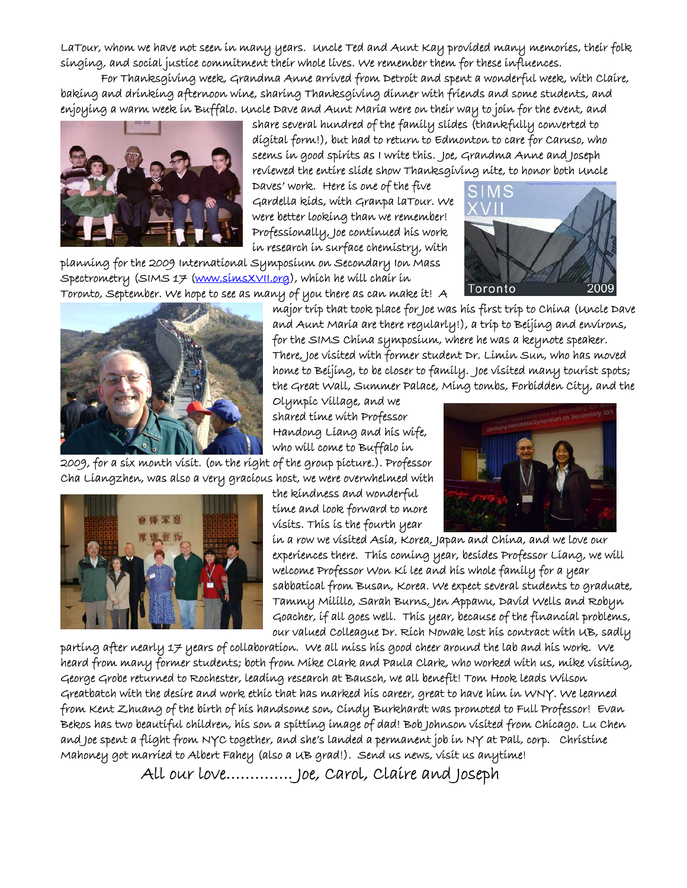LaTour, whom we have not seen in many years. Uncle Ted and Aunt Kay provided many memories, their folk singing, and social justice commitment their whole lives. We remember them for these influences.

For Thanksgiving week, Grandma Anne arrived from Detroit and spent a wonderful week, with Claire, baking and drinking afternoon wine, sharing Thanksgiving dinner with friends and some students, and enjoying a warm week in Buffalo. Uncle Dave and Aunt Maria were on their way to join for the event, and share several hundred of the family slides (thankfully converted to digital form!), but had to return to Edmonton to care for Caruso, who seems in good spirits as I write this. Joe, Grandma Anne and Joseph reviewed the entire slide show Thanksgiving nite, to honor both Uncle Daves' work. Here is one of the five Gardella kids, with Granpa laTour. We were better looking than we remember! Professionally, Joe continued his work in research in surface chemistry, with planning for the 2009 International Symposium on Secondary Ion Mass Spectrometry (SIMS 17 (www.simsXVII.org), which he will chair in Toronto, September. We hope to see as many of you there as can make it! A major trip that took place for Joe was his first trip to China (Uncle Dave and Aunt Maria are there regularly!), a trip to Beijing and environs, for the SIMS China symposium, where he was a keynote speaker. There, Joe visited with former student Dr. Limin Sun, who has moved home to Beijing, to be closer to family. Joe visited many tourist spots; the Great Wall, Summer Palace, Ming tombs, Forbidden City, and the Olympic Village, and we shared time with Professor Handong Liang and his wife, who will come to Buffalo in 2009, for a six month visit. (on the right of the group picture.). Professor Cha Liangzhen, was also a very gracious host, we were overwhelmed with the kindness and wonderful time and look forward to more visits. This is the fourth year in a row we visited Asia, Korea, Japan and China, and we love our experiences there. This coming year, besides Professor Liang, we will welcome Professor Won Ki lee and his whole family for a year sabbatical from Busan, Korea. We expect several students to graduate, Tammy Milillo, Sarah Burns, Jen Appawu, David Wells and Robyn Goacher, if all goes well. This year, because of the financial problems, our valued Colleague Dr. Rich Nowak lost his contract with UB, sadly parting after nearly 17 years of collaboration. We all miss his good cheer around the lab and his work. We heard from many former students; both from Mike Clark and Paula Clark, who worked with us, mike visiting, George Grobe returned to Rochester, leading research at Bausch, we all benefit! Tom Hook leads Wilson Greatbatch with the desire and work ethic that has marked his career, great to have him in WNY. We learned from Kent Zhuang of the birth of his handsome son, Cindy Burkhardt was promoted to Full Professor! Evan Bekos has two beautiful children, his son a spitting image of dad! Bob Johnson visited from Chicago. Lu Chen and Joe spent a flight from NYC together, and she's landed a permanent job in NY at Pall, corp. Christine Mahoney got married to Albert Fahey (also a UB grad!). Send us news, visit us anytime!

All our love..............Joe, Carol, Claire and Joseph